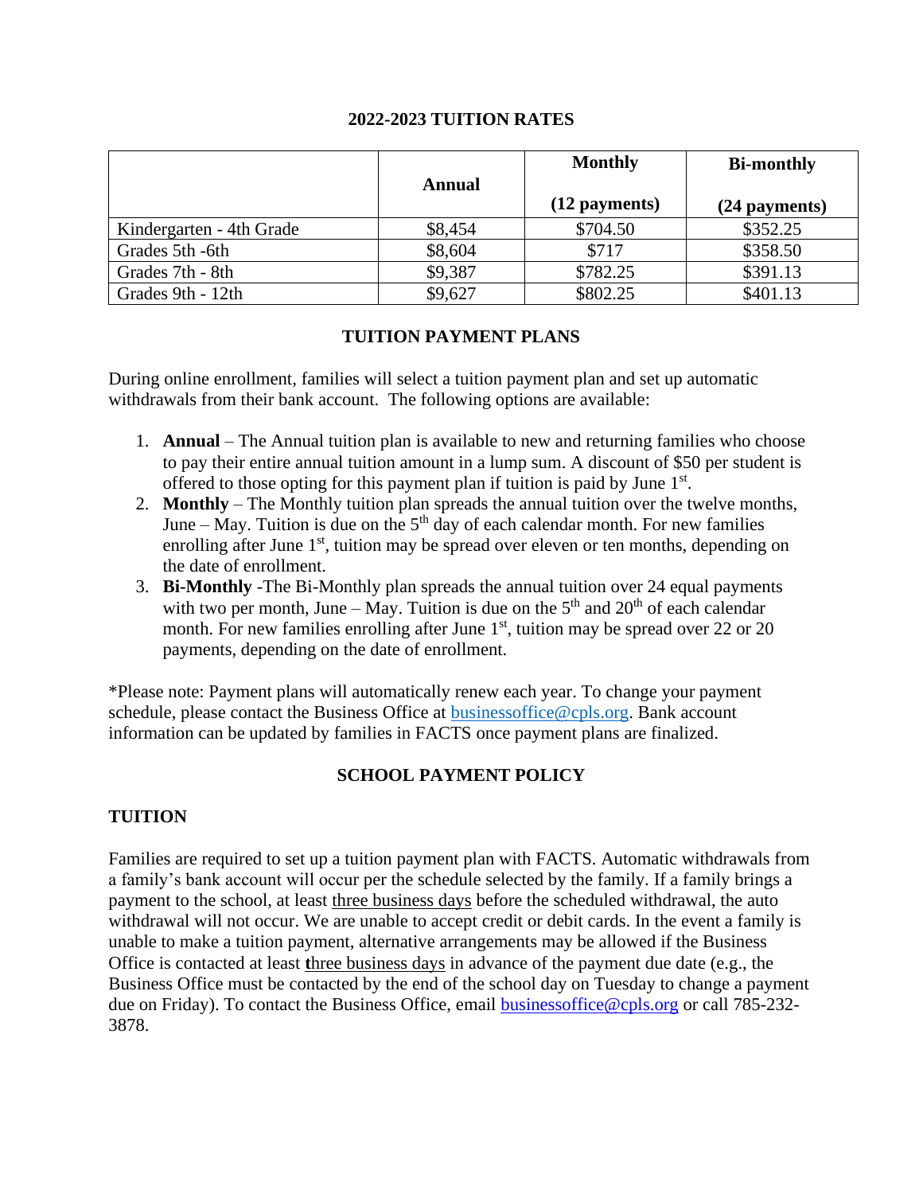## 2022-2023 TUITION RATES

| | Annual | Monthly (12 payments) | Bi-monthly (24 payments) |
|---|---|---|---|
| Kindergarten - 4th Grade | $8,454 | $704.50 | $352.25 |
| Grades 5th -6th | $8,604 | $717 | $358.50 |
| Grades 7th - 8th | $9,387 | $782.25 | $391.13 |
| Grades 9th - 12th | $9,627 | $802.25 | $401.13 |

## TUITION PAYMENT PLANS

During online enrollment, families will select a tuition payment plan and set up automatic withdrawals from their bank account. The following options are available:

1. **Annual** – The Annual tuition plan is available to new and returning families who choose to pay their entire annual tuition amount in a lump sum. A discount of $50 per student is offered to those opting for this payment plan if tuition is paid by June 1st.
2. **Monthly** – The Monthly tuition plan spreads the annual tuition over the twelve months, June – May. Tuition is due on the 5th day of each calendar month. For new families enrolling after June 1st, tuition may be spread over eleven or ten months, depending on the date of enrollment.
3. **Bi-Monthly** -The Bi-Monthly plan spreads the annual tuition over 24 equal payments with two per month, June – May. Tuition is due on the 5th and 20th of each calendar month. For new families enrolling after June 1st, tuition may be spread over 22 or 20 payments, depending on the date of enrollment.

*Please note: Payment plans will automatically renew each year. To change your payment schedule, please contact the Business Office at businessoffice@cpls.org. Bank account information can be updated by families in FACTS once payment plans are finalized.

## SCHOOL PAYMENT POLICY

### TUITION

Families are required to set up a tuition payment plan with FACTS. Automatic withdrawals from a family's bank account will occur per the schedule selected by the family. If a family brings a payment to the school, at least three business days before the scheduled withdrawal, the auto withdrawal will not occur. We are unable to accept credit or debit cards. In the event a family is unable to make a tuition payment, alternative arrangements may be allowed if the Business Office is contacted at least three business days in advance of the payment due date (e.g., the Business Office must be contacted by the end of the school day on Tuesday to change a payment due on Friday). To contact the Business Office, email businessoffice@cpls.org or call 785-232-3878.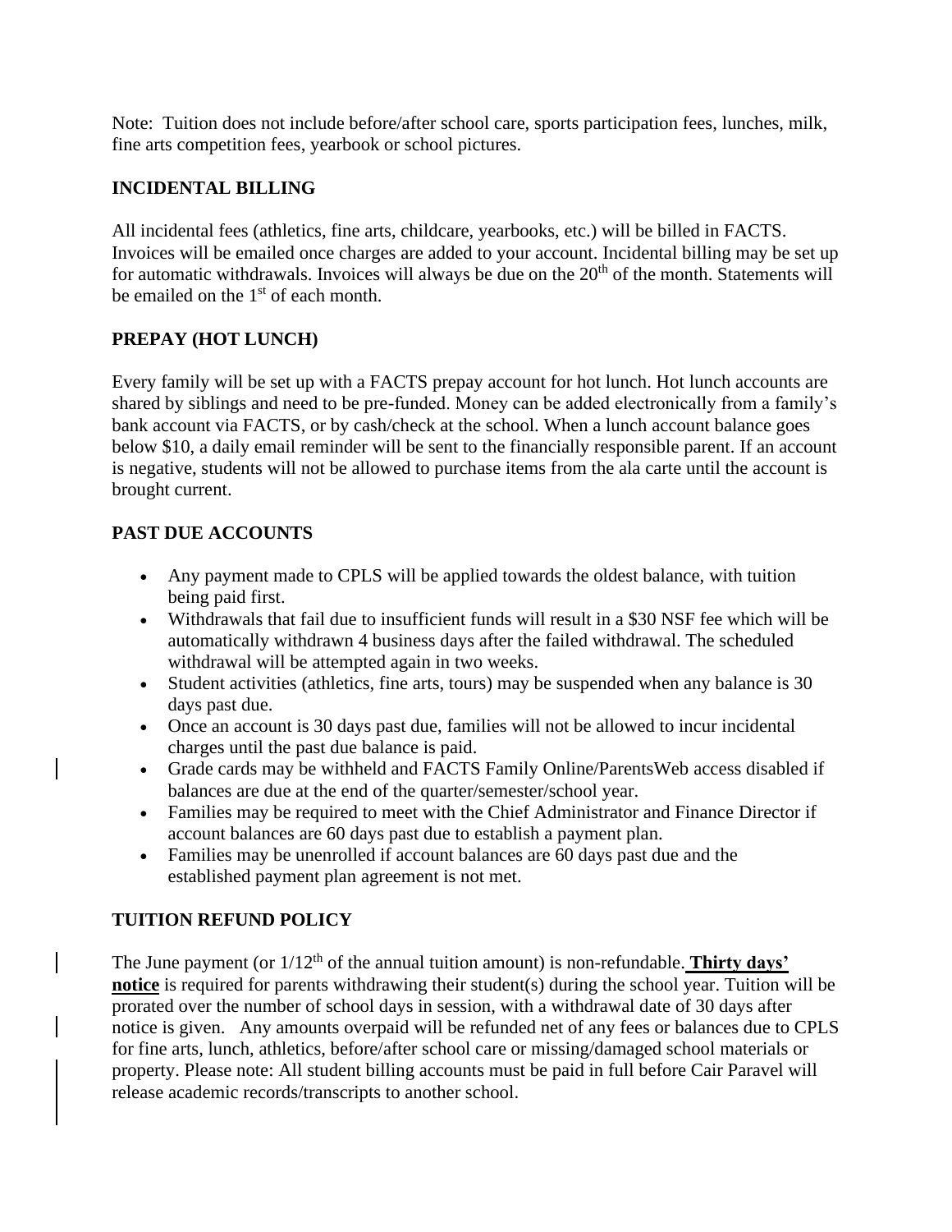Note: Tuition does not include before/after school care, sports participation fees, lunches, milk, fine arts competition fees, yearbook or school pictures.

**INCIDENTAL BILLING**

All incidental fees (athletics, fine arts, childcare, yearbooks, etc.) will be billed in FACTS. Invoices will be emailed once charges are added to your account. Incidental billing may be set up for automatic withdrawals. Invoices will always be due on the 20th of the month. Statements will be emailed on the 1st of each month.

**PREPAY (HOT LUNCH)**

Every family will be set up with a FACTS prepay account for hot lunch. Hot lunch accounts are shared by siblings and need to be pre-funded. Money can be added electronically from a family's bank account via FACTS, or by cash/check at the school. When a lunch account balance goes below $10, a daily email reminder will be sent to the financially responsible parent. If an account is negative, students will not be allowed to purchase items from the ala carte until the account is brought current.

**PAST DUE ACCOUNTS**

- Any payment made to CPLS will be applied towards the oldest balance, with tuition being paid first.
- Withdrawals that fail due to insufficient funds will result in a $30 NSF fee which will be automatically withdrawn 4 business days after the failed withdrawal. The scheduled withdrawal will be attempted again in two weeks.
- Student activities (athletics, fine arts, tours) may be suspended when any balance is 30 days past due.
- Once an account is 30 days past due, families will not be allowed to incur incidental charges until the past due balance is paid.
- Grade cards may be withheld and FACTS Family Online/ParentsWeb access disabled if balances are due at the end of the quarter/semester/school year.
- Families may be required to meet with the Chief Administrator and Finance Director if account balances are 60 days past due to establish a payment plan.
- Families may be unenrolled if account balances are 60 days past due and the established payment plan agreement is not met.

**TUITION REFUND POLICY**

The June payment (or 1/12th of the annual tuition amount) is non-refundable. **Thirty days' notice** is required for parents withdrawing their student(s) during the school year. Tuition will be prorated over the number of school days in session, with a withdrawal date of 30 days after notice is given. Any amounts overpaid will be refunded net of any fees or balances due to CPLS for fine arts, lunch, athletics, before/after school care or missing/damaged school materials or property. Please note: All student billing accounts must be paid in full before Cair Paravel will release academic records/transcripts to another school.